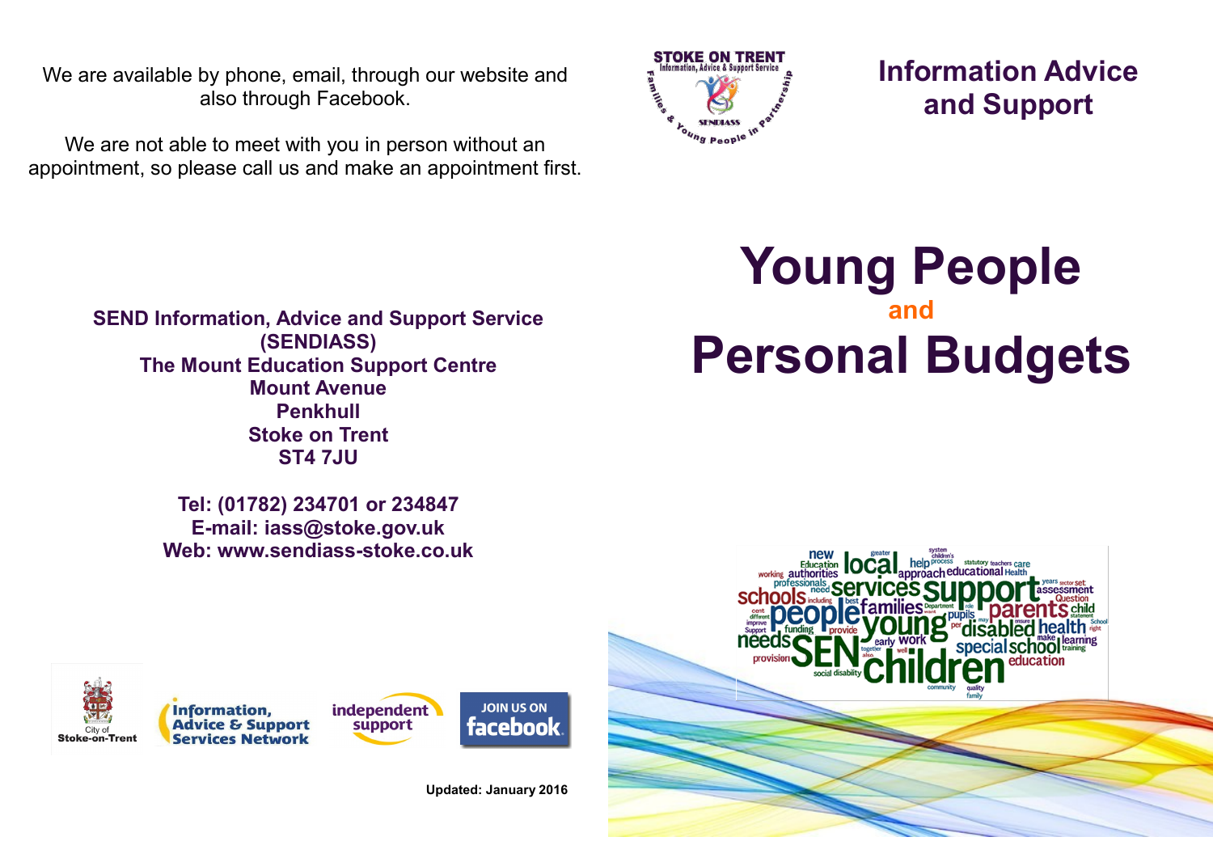We are available by phone, email, through our website and also through Facebook.

We are not able to meet with you in person without an appointment, so please call us and make an appointment first.

**SEND Information, Advice and Support Service (SENDIASS)**
**The Mount Education Support Centre**
**Mount Avenue**
**Penkhull**
**Stoke on Trent**
**ST4 7JU**

**Tel: (01782) 234701 or 234847**
**E-mail: iass@stoke.gov.uk**
**Web: www.sendiass-stoke.co.uk**

**Updated: January 2016**

## Information Advice and Support

# Young People and Personal Budgets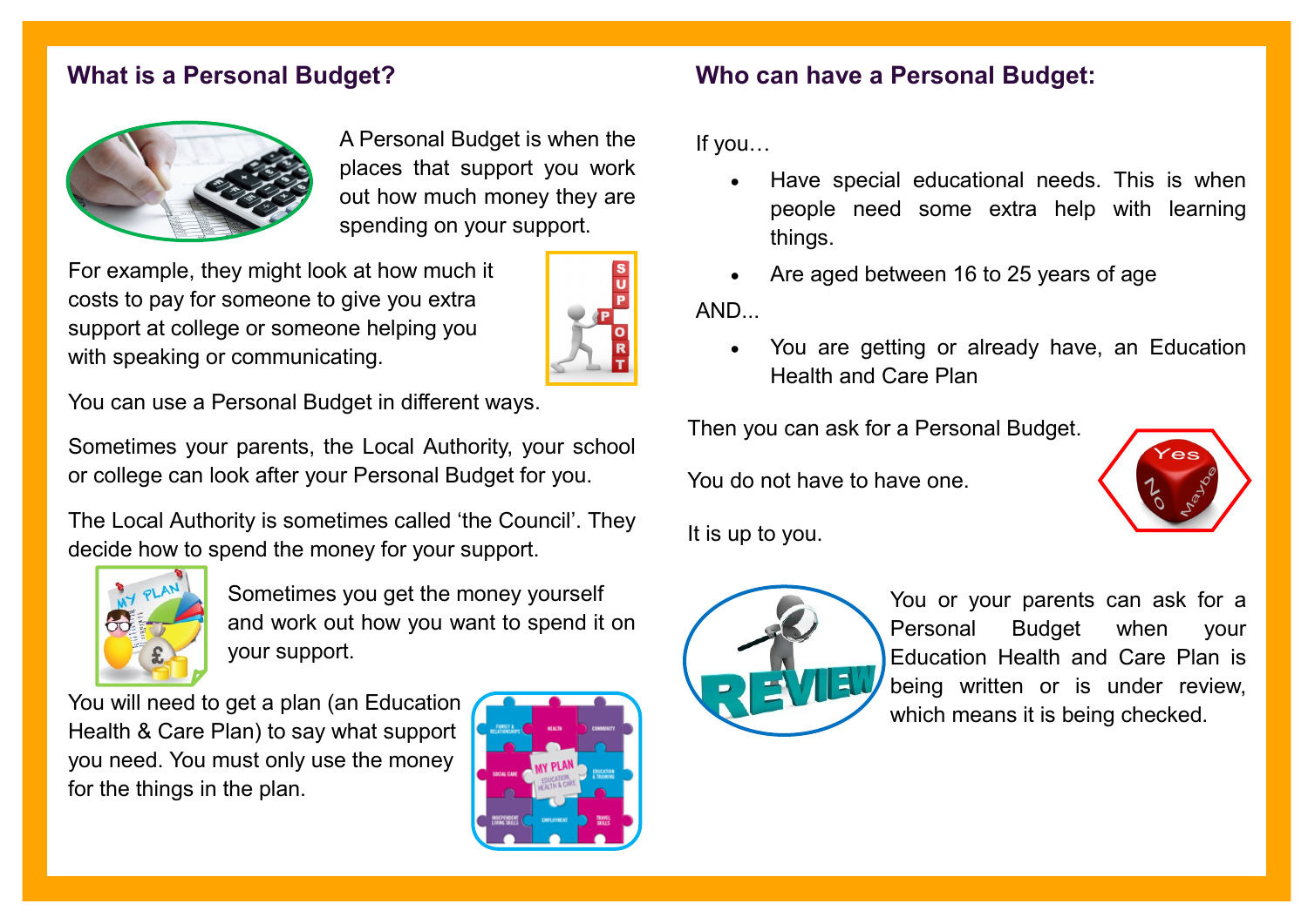## What is a Personal Budget?

A Personal Budget is when the places that support you work out how much money they are spending on your support.

For example, they might look at how much it costs to pay for someone to give you extra support at college or someone helping you with speaking or communicating.

You can use a Personal Budget in different ways.

Sometimes your parents, the Local Authority, your school or college can look after your Personal Budget for you.

The Local Authority is sometimes called 'the Council'. They decide how to spend the money for your support.

Sometimes you get the money yourself and work out how you want to spend it on your support.

You will need to get a plan (an Education Health & Care Plan) to say what support you need. You must only use the money for the things in the plan.

## Who can have a Personal Budget:

If you…

- Have special educational needs. This is when people need some extra help with learning things.
- Are aged between 16 to 25 years of age

AND...

- You are getting or already have, an Education Health and Care Plan

Then you can ask for a Personal Budget.

You do not have to have one.

It is up to you.

You or your parents can ask for a Personal Budget when your Education Health and Care Plan is being written or is under review, which means it is being checked.